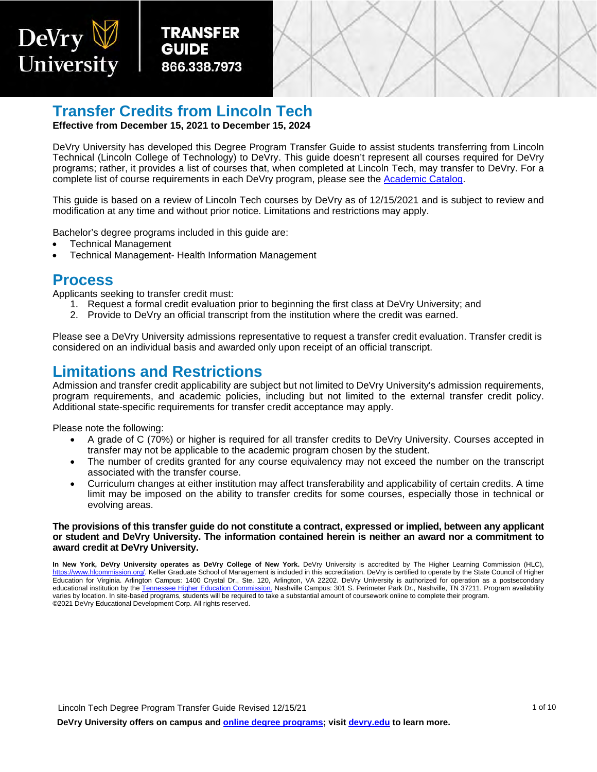DeVry University

**TRANSFER GUIDE**
**866.338.7973**

# Transfer Credits from Lincoln Tech

**Effective from December 15, 2021 to December 15, 2024**

DeVry University has developed this Degree Program Transfer Guide to assist students transferring from Lincoln Technical (Lincoln College of Technology) to DeVry. This guide doesn't represent all courses required for DeVry programs; rather, it provides a list of courses that, when completed at Lincoln Tech, may transfer to DeVry. For a complete list of course requirements in each DeVry program, please see the Academic Catalog.

This guide is based on a review of Lincoln Tech courses by DeVry as of 12/15/2021 and is subject to review and modification at any time and without prior notice. Limitations and restrictions may apply.

Bachelor's degree programs included in this guide are:

- Technical Management
- Technical Management- Health Information Management

## Process

Applicants seeking to transfer credit must:

1. Request a formal credit evaluation prior to beginning the first class at DeVry University; and
2. Provide to DeVry an official transcript from the institution where the credit was earned.

Please see a DeVry University admissions representative to request a transfer credit evaluation. Transfer credit is considered on an individual basis and awarded only upon receipt of an official transcript.

## Limitations and Restrictions

Admission and transfer credit applicability are subject but not limited to DeVry University's admission requirements, program requirements, and academic policies, including but not limited to the external transfer credit policy. Additional state-specific requirements for transfer credit acceptance may apply.

Please note the following:

- A grade of C (70%) or higher is required for all transfer credits to DeVry University. Courses accepted in transfer may not be applicable to the academic program chosen by the student.
- The number of credits granted for any course equivalency may not exceed the number on the transcript associated with the transfer course.
- Curriculum changes at either institution may affect transferability and applicability of certain credits. A time limit may be imposed on the ability to transfer credits for some courses, especially those in technical or evolving areas.

**The provisions of this transfer guide do not constitute a contract, expressed or implied, between any applicant or student and DeVry University. The information contained herein is neither an award nor a commitment to award credit at DeVry University.**

**In New York, DeVry University operates as DeVry College of New York.** DeVry University is accredited by The Higher Learning Commission (HLC), https://www.hlcommission.org/. Keller Graduate School of Management is included in this accreditation. DeVry is certified to operate by the State Council of Higher Education for Virginia. Arlington Campus: 1400 Crystal Dr., Ste. 120, Arlington, VA 22202. DeVry University is authorized for operation as a postsecondary educational institution by the Tennessee Higher Education Commission. Nashville Campus: 301 S. Perimeter Park Dr., Nashville, TN 37211. Program availability varies by location. In site-based programs, students will be required to take a substantial amount of coursework online to complete their program.
©2021 DeVry Educational Development Corp. All rights reserved.

Lincoln Tech Degree Program Transfer Guide Revised 12/15/21

**DeVry University offers on campus and online degree programs; visit devry.edu to learn more.**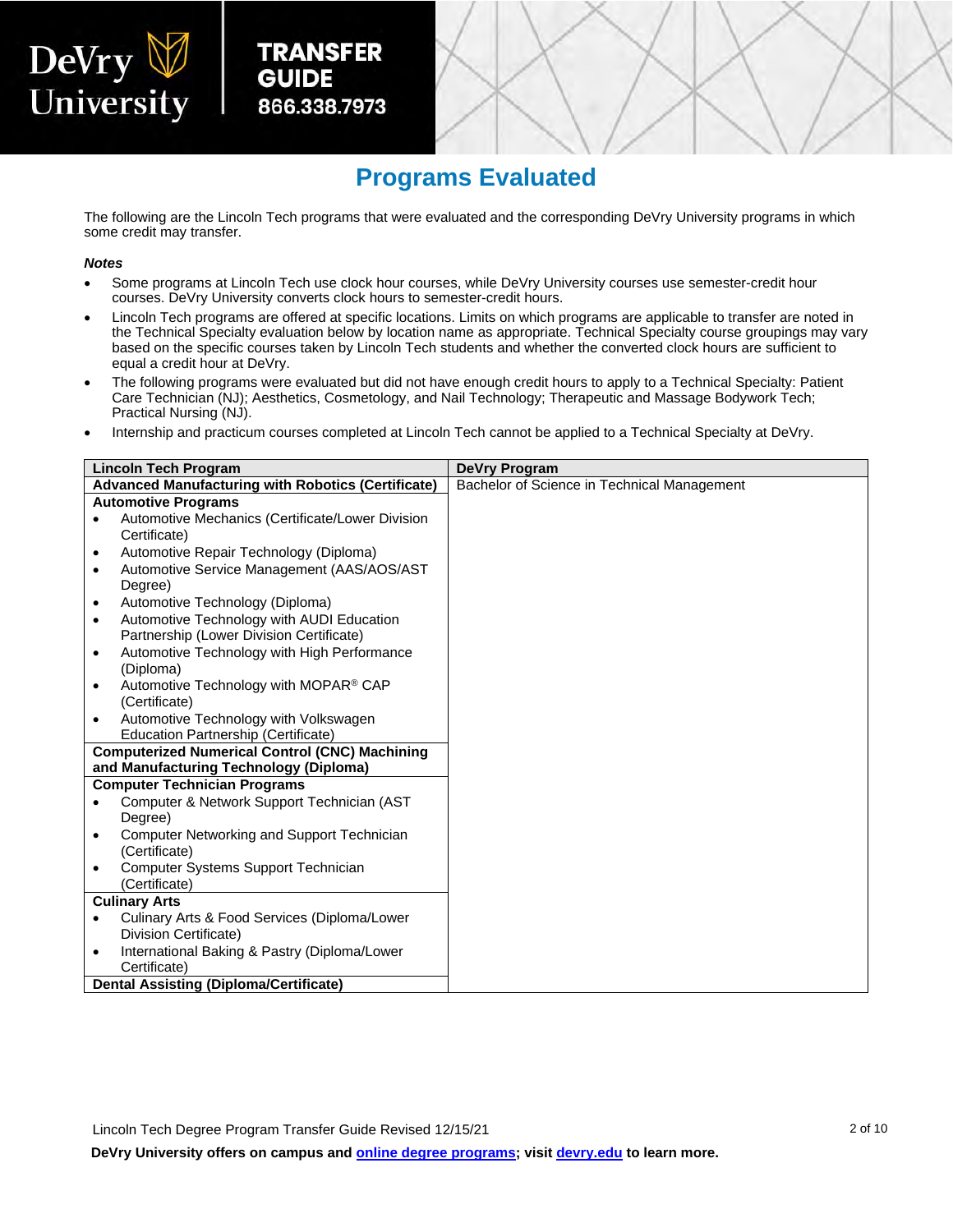## Programs Evaluated

The following are the Lincoln Tech programs that were evaluated and the corresponding DeVry University programs in which some credit may transfer.

***Notes***

- Some programs at Lincoln Tech use clock hour courses, while DeVry University courses use semester-credit hour courses. DeVry University converts clock hours to semester-credit hours.
- Lincoln Tech programs are offered at specific locations. Limits on which programs are applicable to transfer are noted in the Technical Specialty evaluation below by location name as appropriate. Technical Specialty course groupings may vary based on the specific courses taken by Lincoln Tech students and whether the converted clock hours are sufficient to equal a credit hour at DeVry.
- The following programs were evaluated but did not have enough credit hours to apply to a Technical Specialty: Patient Care Technician (NJ); Aesthetics, Cosmetology, and Nail Technology; Therapeutic and Massage Bodywork Tech; Practical Nursing (NJ).
- Internship and practicum courses completed at Lincoln Tech cannot be applied to a Technical Specialty at DeVry.

| Lincoln Tech Program | DeVry Program |
|---|---|
| **Advanced Manufacturing with Robotics (Certificate)** | Bachelor of Science in Technical Management |
| **Automotive Programs**<br>• Automotive Mechanics (Certificate/Lower Division Certificate)<br>• Automotive Repair Technology (Diploma)<br>• Automotive Service Management (AAS/AOS/AST Degree)<br>• Automotive Technology (Diploma)<br>• Automotive Technology with AUDI Education Partnership (Lower Division Certificate)<br>• Automotive Technology with High Performance (Diploma)<br>• Automotive Technology with MOPAR® CAP (Certificate)<br>• Automotive Technology with Volkswagen Education Partnership (Certificate) | |
| **Computerized Numerical Control (CNC) Machining and Manufacturing Technology (Diploma)** | |
| **Computer Technician Programs**<br>• Computer & Network Support Technician (AST Degree)<br>• Computer Networking and Support Technician (Certificate)<br>• Computer Systems Support Technician (Certificate) | |
| **Culinary Arts**<br>• Culinary Arts & Food Services (Diploma/Lower Division Certificate)<br>• International Baking & Pastry (Diploma/Lower Certificate) | |
| **Dental Assisting (Diploma/Certificate)** | |

Lincoln Tech Degree Program Transfer Guide Revised 12/15/21

**DeVry University offers on campus and online degree programs; visit devry.edu to learn more.**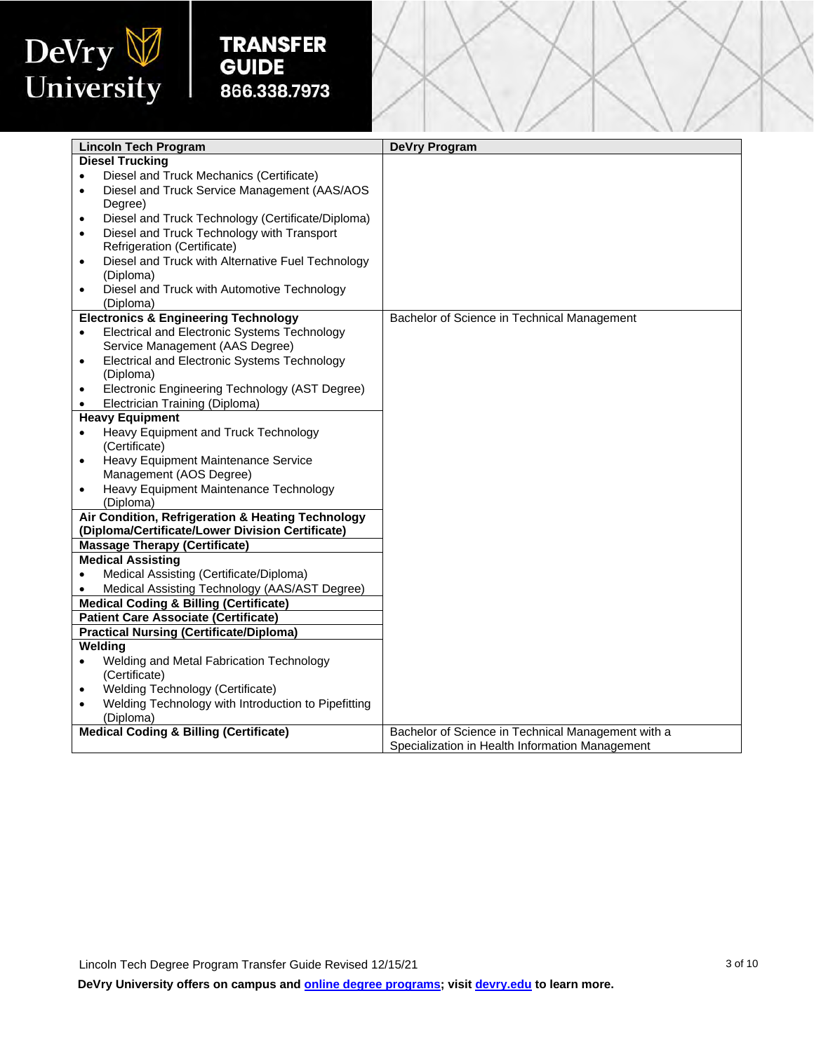| Lincoln Tech Program | DeVry Program |
|---|---|
| **Diesel Trucking**<br>• Diesel and Truck Mechanics (Certificate)<br>• Diesel and Truck Service Management (AAS/AOS Degree)<br>• Diesel and Truck Technology (Certificate/Diploma)<br>• Diesel and Truck Technology with Transport Refrigeration (Certificate)<br>• Diesel and Truck with Alternative Fuel Technology (Diploma)<br>• Diesel and Truck with Automotive Technology (Diploma) | |
| **Electronics & Engineering Technology**<br>• Electrical and Electronic Systems Technology Service Management (AAS Degree)<br>• Electrical and Electronic Systems Technology (Diploma)<br>• Electronic Engineering Technology (AST Degree)<br>• Electrician Training (Diploma) | Bachelor of Science in Technical Management |
| **Heavy Equipment**<br>• Heavy Equipment and Truck Technology (Certificate)<br>• Heavy Equipment Maintenance Service Management (AOS Degree)<br>• Heavy Equipment Maintenance Technology (Diploma) | |
| **Air Condition, Refrigeration & Heating Technology (Diploma/Certificate/Lower Division Certificate)** | |
| **Massage Therapy (Certificate)** | |
| **Medical Assisting**<br>• Medical Assisting (Certificate/Diploma)<br>• Medical Assisting Technology (AAS/AST Degree) | |
| **Medical Coding & Billing (Certificate)** | |
| **Patient Care Associate (Certificate)** | |
| **Practical Nursing (Certificate/Diploma)** | |
| **Welding**<br>• Welding and Metal Fabrication Technology (Certificate)<br>• Welding Technology (Certificate)<br>• Welding Technology with Introduction to Pipefitting (Diploma) | |
| **Medical Coding & Billing (Certificate)** | Bachelor of Science in Technical Management with a Specialization in Health Information Management |

Lincoln Tech Degree Program Transfer Guide Revised 12/15/21

**DeVry University offers on campus and online degree programs; visit devry.edu to learn more.**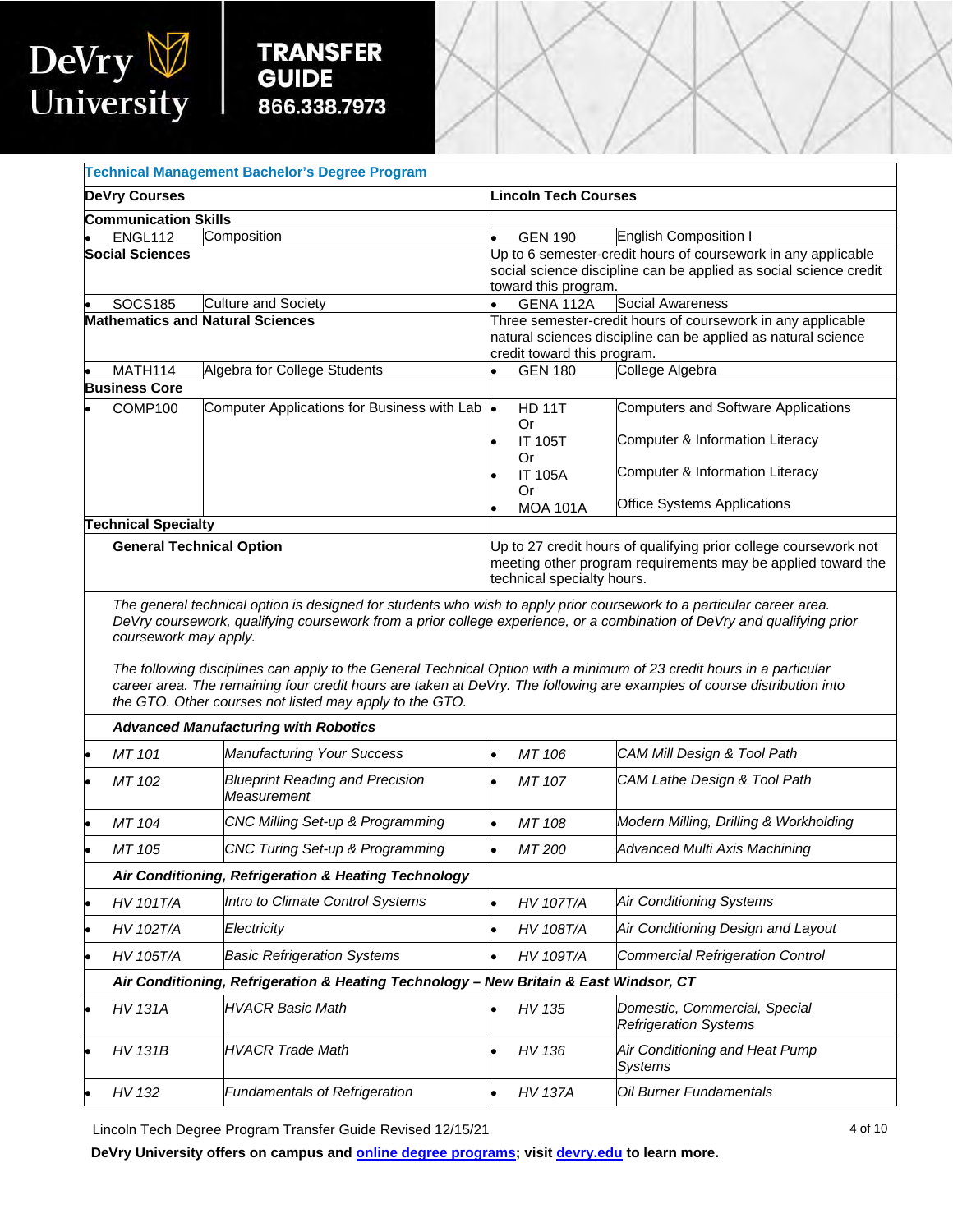**Technical Management Bachelor's Degree Program**

| DeVry Courses | | Lincoln Tech Courses | |
|---|---|---|---|
| **Communication Skills** | | | |
| • ENGL112 | Composition | • GEN 190 | English Composition I |
| **Social Sciences** | | Up to 6 semester-credit hours of coursework in any applicable social science discipline can be applied as social science credit toward this program. | |
| • SOCS185 | Culture and Society | • GENA 112A | Social Awareness |
| **Mathematics and Natural Sciences** | | Three semester-credit hours of coursework in any applicable natural sciences discipline can be applied as natural science credit toward this program. | |
| • MATH114 | Algebra for College Students | • GEN 180 | College Algebra |
| **Business Core** | | | |
| • COMP100 | Computer Applications for Business with Lab | • HD 11T<br>Or<br>• IT 105T<br>Or<br>• IT 105A<br>Or<br>• MOA 101A | Computers and Software Applications<br><br>Computer & Information Literacy<br><br>Computer & Information Literacy<br><br>Office Systems Applications |
| **Technical Specialty** | | | |
| **General Technical Option** | | Up to 27 credit hours of qualifying prior college coursework not meeting other program requirements may be applied toward the technical specialty hours. | |

*The general technical option is designed for students who wish to apply prior coursework to a particular career area. DeVry coursework, qualifying coursework from a prior college experience, or a combination of DeVry and qualifying prior coursework may apply.*

*The following disciplines can apply to the General Technical Option with a minimum of 23 credit hours in a particular career area. The remaining four credit hours are taken at DeVry. The following are examples of course distribution into the GTO. Other courses not listed may apply to the GTO.*

| | | | |
|---|---|---|---|
| ***Advanced Manufacturing with Robotics*** | | | |
| • *MT 101* | *Manufacturing Your Success* | • *MT 106* | *CAM Mill Design & Tool Path* |
| • *MT 102* | *Blueprint Reading and Precision Measurement* | • *MT 107* | *CAM Lathe Design & Tool Path* |
| • *MT 104* | *CNC Milling Set-up & Programming* | • *MT 108* | *Modern Milling, Drilling & Workholding* |
| • *MT 105* | *CNC Turing Set-up & Programming* | • *MT 200* | *Advanced Multi Axis Machining* |
| ***Air Conditioning, Refrigeration & Heating Technology*** | | | |
| • *HV 101T/A* | *Intro to Climate Control Systems* | • *HV 107T/A* | *Air Conditioning Systems* |
| • *HV 102T/A* | *Electricity* | • *HV 108T/A* | *Air Conditioning Design and Layout* |
| • *HV 105T/A* | *Basic Refrigeration Systems* | • *HV 109T/A* | *Commercial Refrigeration Control* |
| ***Air Conditioning, Refrigeration & Heating Technology – New Britain & East Windsor, CT*** | | | |
| • *HV 131A* | *HVACR Basic Math* | • *HV 135* | *Domestic, Commercial, Special Refrigeration Systems* |
| • *HV 131B* | *HVACR Trade Math* | • *HV 136* | *Air Conditioning and Heat Pump Systems* |
| • *HV 132* | *Fundamentals of Refrigeration* | • *HV 137A* | *Oil Burner Fundamentals* |

Lincoln Tech Degree Program Transfer Guide Revised 12/15/21

**DeVry University offers on campus and [online degree programs]; visit [devry.edu] to learn more.**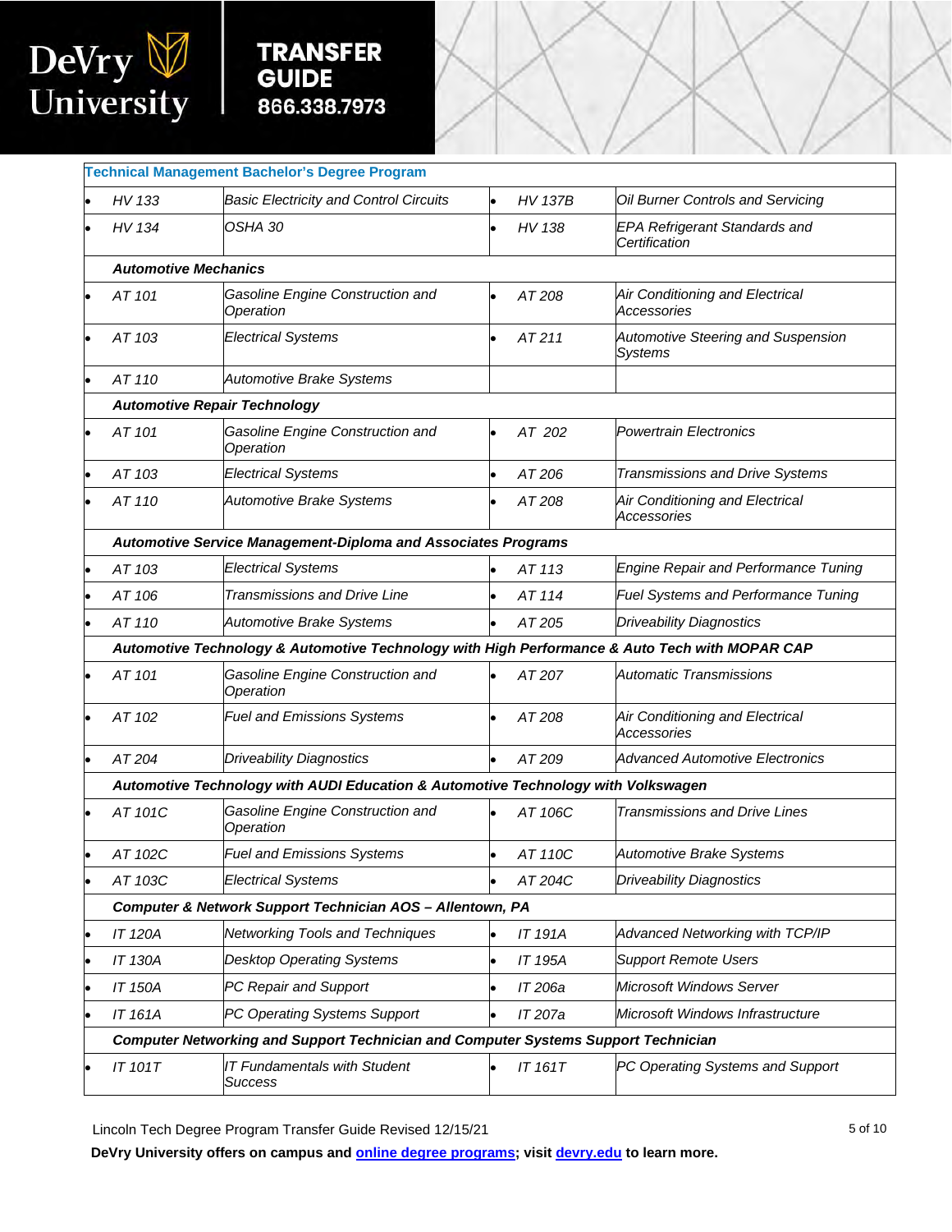| Technical Management Bachelor's Degree Program | | | |
|---|---|---|---|
| • *HV 133* | *Basic Electricity and Control Circuits* | • *HV 137B* | *Oil Burner Controls and Servicing* |
| • *HV 134* | *OSHA 30* | • *HV 138* | *EPA Refrigerant Standards and Certification* |
| ***Automotive Mechanics*** | | | |
| • *AT 101* | *Gasoline Engine Construction and Operation* | • *AT 208* | *Air Conditioning and Electrical Accessories* |
| • *AT 103* | *Electrical Systems* | • *AT 211* | *Automotive Steering and Suspension Systems* |
| • *AT 110* | *Automotive Brake Systems* | | |
| ***Automotive Repair Technology*** | | | |
| • *AT 101* | *Gasoline Engine Construction and Operation* | • *AT 202* | *Powertrain Electronics* |
| • *AT 103* | *Electrical Systems* | • *AT 206* | *Transmissions and Drive Systems* |
| • *AT 110* | *Automotive Brake Systems* | • *AT 208* | *Air Conditioning and Electrical Accessories* |
| ***Automotive Service Management-Diploma and Associates Programs*** | | | |
| • *AT 103* | *Electrical Systems* | • *AT 113* | *Engine Repair and Performance Tuning* |
| • *AT 106* | *Transmissions and Drive Line* | • *AT 114* | *Fuel Systems and Performance Tuning* |
| • *AT 110* | *Automotive Brake Systems* | • *AT 205* | *Driveability Diagnostics* |
| ***Automotive Technology & Automotive Technology with High Performance & Auto Tech with MOPAR CAP*** | | | |
| • *AT 101* | *Gasoline Engine Construction and Operation* | • *AT 207* | *Automatic Transmissions* |
| • *AT 102* | *Fuel and Emissions Systems* | • *AT 208* | *Air Conditioning and Electrical Accessories* |
| • *AT 204* | *Driveability Diagnostics* | • *AT 209* | *Advanced Automotive Electronics* |
| ***Automotive Technology with AUDI Education & Automotive Technology with Volkswagen*** | | | |
| • *AT 101C* | *Gasoline Engine Construction and Operation* | • *AT 106C* | *Transmissions and Drive Lines* |
| • *AT 102C* | *Fuel and Emissions Systems* | • *AT 110C* | *Automotive Brake Systems* |
| • *AT 103C* | *Electrical Systems* | • *AT 204C* | *Driveability Diagnostics* |
| ***Computer & Network Support Technician AOS – Allentown, PA*** | | | |
| • *IT 120A* | *Networking Tools and Techniques* | • *IT 191A* | *Advanced Networking with TCP/IP* |
| • *IT 130A* | *Desktop Operating Systems* | • *IT 195A* | *Support Remote Users* |
| • *IT 150A* | *PC Repair and Support* | • *IT 206a* | *Microsoft Windows Server* |
| • *IT 161A* | *PC Operating Systems Support* | • *IT 207a* | *Microsoft Windows Infrastructure* |
| ***Computer Networking and Support Technician and Computer Systems Support Technician*** | | | |
| • *IT 101T* | *IT Fundamentals with Student Success* | • *IT 161T* | *PC Operating Systems and Support* |

Lincoln Tech Degree Program Transfer Guide Revised 12/15/21

**DeVry University offers on campus and [online degree programs](); visit [devry.edu]() to learn more.**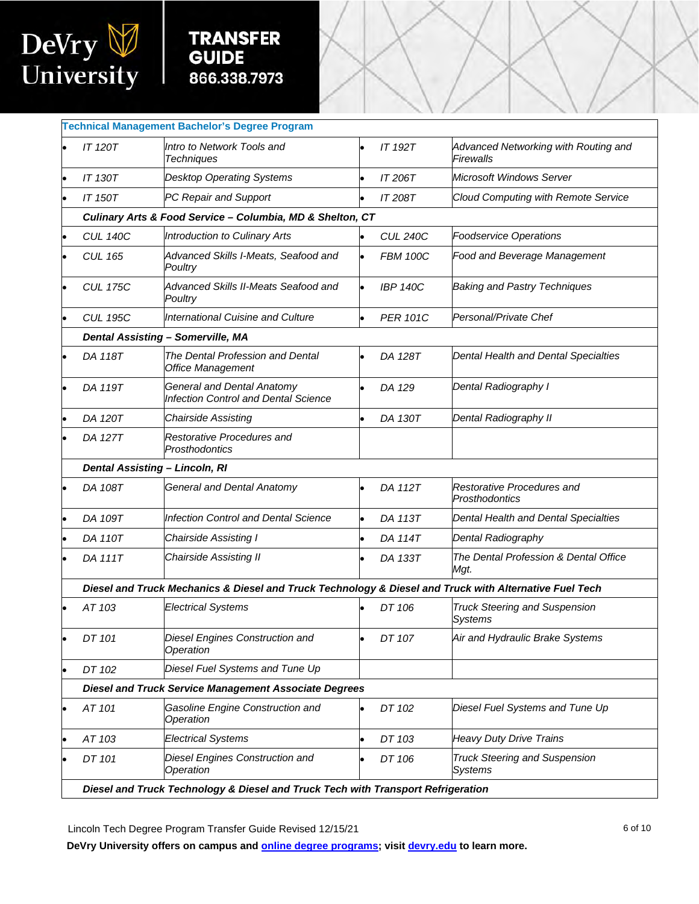| **Technical Management Bachelor's Degree Program** | | | |
|---|---|---|---|
| IT 120T | Intro to Network Tools and Techniques | IT 192T | Advanced Networking with Routing and Firewalls |
| IT 130T | Desktop Operating Systems | IT 206T | Microsoft Windows Server |
| IT 150T | PC Repair and Support | IT 208T | Cloud Computing with Remote Service |
| ***Culinary Arts & Food Service – Columbia, MD & Shelton, CT*** | | | |
| CUL 140C | Introduction to Culinary Arts | CUL 240C | Foodservice Operations |
| CUL 165 | Advanced Skills I-Meats, Seafood and Poultry | FBM 100C | Food and Beverage Management |
| CUL 175C | Advanced Skills II-Meats Seafood and Poultry | IBP 140C | Baking and Pastry Techniques |
| CUL 195C | International Cuisine and Culture | PER 101C | Personal/Private Chef |
| ***Dental Assisting – Somerville, MA*** | | | |
| DA 118T | The Dental Profession and Dental Office Management | DA 128T | Dental Health and Dental Specialties |
| DA 119T | General and Dental Anatomy Infection Control and Dental Science | DA 129 | Dental Radiography I |
| DA 120T | Chairside Assisting | DA 130T | Dental Radiography II |
| DA 127T | Restorative Procedures and Prosthodontics | | |
| ***Dental Assisting – Lincoln, RI*** | | | |
| DA 108T | General and Dental Anatomy | DA 112T | Restorative Procedures and Prosthodontics |
| DA 109T | Infection Control and Dental Science | DA 113T | Dental Health and Dental Specialties |
| DA 110T | Chairside Assisting I | DA 114T | Dental Radiography |
| DA 111T | Chairside Assisting II | DA 133T | The Dental Profession & Dental Office Mgt. |
| ***Diesel and Truck Mechanics & Diesel and Truck Technology & Diesel and Truck with Alternative Fuel Tech*** | | | |
| AT 103 | Electrical Systems | DT 106 | Truck Steering and Suspension Systems |
| DT 101 | Diesel Engines Construction and Operation | DT 107 | Air and Hydraulic Brake Systems |
| DT 102 | Diesel Fuel Systems and Tune Up | | |
| ***Diesel and Truck Service Management Associate Degrees*** | | | |
| AT 101 | Gasoline Engine Construction and Operation | DT 102 | Diesel Fuel Systems and Tune Up |
| AT 103 | Electrical Systems | DT 103 | Heavy Duty Drive Trains |
| DT 101 | Diesel Engines Construction and Operation | DT 106 | Truck Steering and Suspension Systems |
| ***Diesel and Truck Technology & Diesel and Truck Tech with Transport Refrigeration*** | | | |

Lincoln Tech Degree Program Transfer Guide Revised 12/15/21

**DeVry University offers on campus and online degree programs; visit devry.edu to learn more.**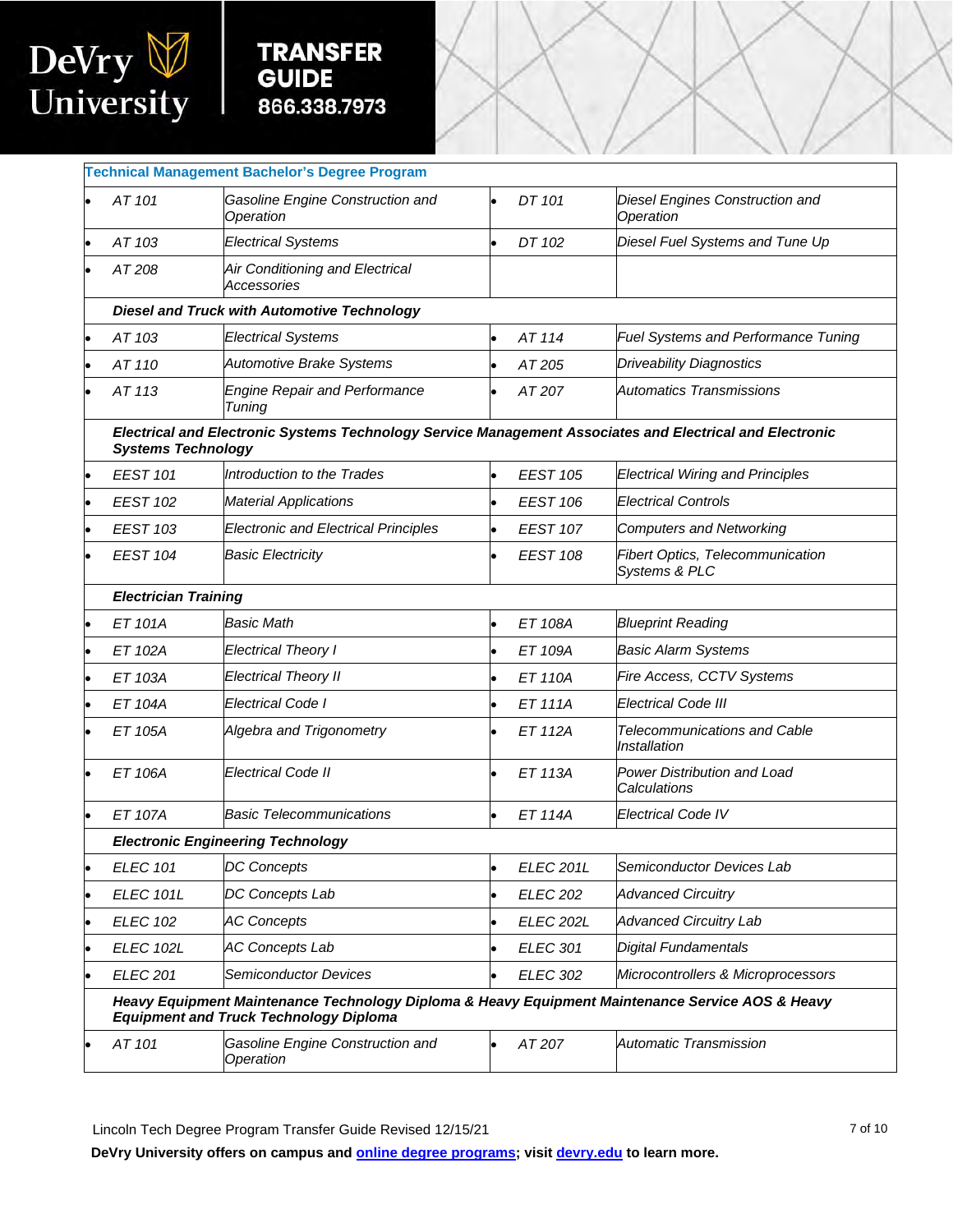| Technical Management Bachelor's Degree Program | | | |
|---|---|---|---|
| AT 101 | Gasoline Engine Construction and Operation | DT 101 | Diesel Engines Construction and Operation |
| AT 103 | Electrical Systems | DT 102 | Diesel Fuel Systems and Tune Up |
| AT 208 | Air Conditioning and Electrical Accessories | | |
| **Diesel and Truck with Automotive Technology** | | | |
| AT 103 | Electrical Systems | AT 114 | Fuel Systems and Performance Tuning |
| AT 110 | Automotive Brake Systems | AT 205 | Driveability Diagnostics |
| AT 113 | Engine Repair and Performance Tuning | AT 207 | Automatics Transmissions |
| **Electrical and Electronic Systems Technology Service Management Associates and Electrical and Electronic Systems Technology** | | | |
| EEST 101 | Introduction to the Trades | EEST 105 | Electrical Wiring and Principles |
| EEST 102 | Material Applications | EEST 106 | Electrical Controls |
| EEST 103 | Electronic and Electrical Principles | EEST 107 | Computers and Networking |
| EEST 104 | Basic Electricity | EEST 108 | Fibert Optics, Telecommunication Systems & PLC |
| **Electrician Training** | | | |
| ET 101A | Basic Math | ET 108A | Blueprint Reading |
| ET 102A | Electrical Theory I | ET 109A | Basic Alarm Systems |
| ET 103A | Electrical Theory II | ET 110A | Fire Access, CCTV Systems |
| ET 104A | Electrical Code I | ET 111A | Electrical Code III |
| ET 105A | Algebra and Trigonometry | ET 112A | Telecommunications and Cable Installation |
| ET 106A | Electrical Code II | ET 113A | Power Distribution and Load Calculations |
| ET 107A | Basic Telecommunications | ET 114A | Electrical Code IV |
| **Electronic Engineering Technology** | | | |
| ELEC 101 | DC Concepts | ELEC 201L | Semiconductor Devices Lab |
| ELEC 101L | DC Concepts Lab | ELEC 202 | Advanced Circuitry |
| ELEC 102 | AC Concepts | ELEC 202L | Advanced Circuitry Lab |
| ELEC 102L | AC Concepts Lab | ELEC 301 | Digital Fundamentals |
| ELEC 201 | Semiconductor Devices | ELEC 302 | Microcontrollers & Microprocessors |
| **Heavy Equipment Maintenance Technology Diploma & Heavy Equipment Maintenance Service AOS & Heavy Equipment and Truck Technology Diploma** | | | |
| AT 101 | Gasoline Engine Construction and Operation | AT 207 | Automatic Transmission |

Lincoln Tech Degree Program Transfer Guide Revised 12/15/21

**DeVry University offers on campus and online degree programs; visit devry.edu to learn more.**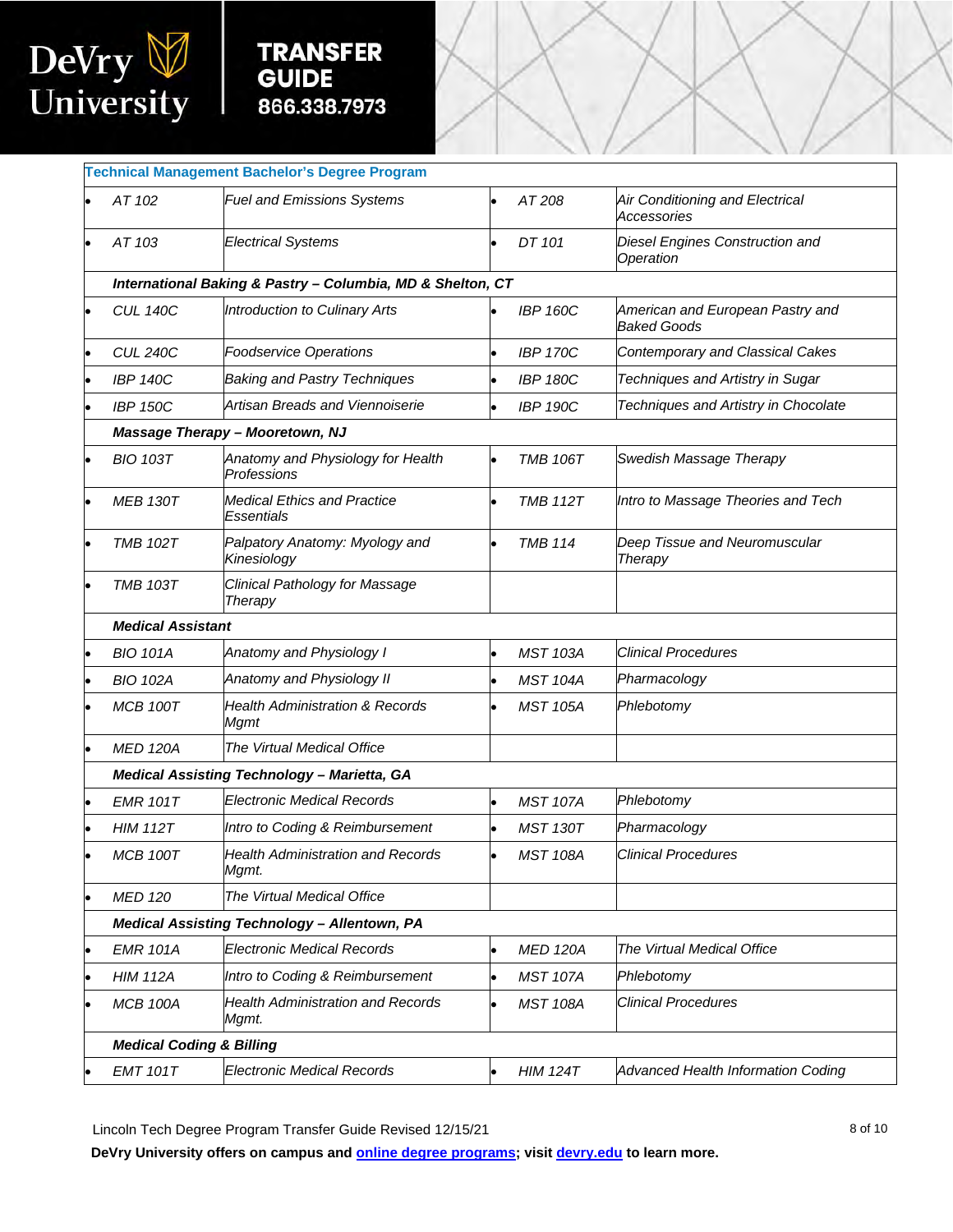**TRANSFER GUIDE**
**866.338.7973**

| Technical Management Bachelor's Degree Program | | | |
|---|---|---|---|
| • AT 102 | Fuel and Emissions Systems | • AT 208 | Air Conditioning and Electrical Accessories |
| • AT 103 | Electrical Systems | • DT 101 | Diesel Engines Construction and Operation |
| ***International Baking & Pastry – Columbia, MD & Shelton, CT*** | | | |
| • CUL 140C | Introduction to Culinary Arts | • IBP 160C | American and European Pastry and Baked Goods |
| • CUL 240C | Foodservice Operations | • IBP 170C | Contemporary and Classical Cakes |
| • IBP 140C | Baking and Pastry Techniques | • IBP 180C | Techniques and Artistry in Sugar |
| • IBP 150C | Artisan Breads and Viennoiserie | • IBP 190C | Techniques and Artistry in Chocolate |
| ***Massage Therapy – Mooretown, NJ*** | | | |
| • BIO 103T | Anatomy and Physiology for Health Professions | • TMB 106T | Swedish Massage Therapy |
| • MEB 130T | Medical Ethics and Practice Essentials | • TMB 112T | Intro to Massage Theories and Tech |
| • TMB 102T | Palpatory Anatomy: Myology and Kinesiology | • TMB 114 | Deep Tissue and Neuromuscular Therapy |
| • TMB 103T | Clinical Pathology for Massage Therapy | | |
| ***Medical Assistant*** | | | |
| • BIO 101A | Anatomy and Physiology I | • MST 103A | Clinical Procedures |
| • BIO 102A | Anatomy and Physiology II | • MST 104A | Pharmacology |
| • MCB 100T | Health Administration & Records Mgmt | • MST 105A | Phlebotomy |
| • MED 120A | The Virtual Medical Office | | |
| ***Medical Assisting Technology – Marietta, GA*** | | | |
| • EMR 101T | Electronic Medical Records | • MST 107A | Phlebotomy |
| • HIM 112T | Intro to Coding & Reimbursement | • MST 130T | Pharmacology |
| • MCB 100T | Health Administration and Records Mgmt. | • MST 108A | Clinical Procedures |
| • MED 120 | The Virtual Medical Office | | |
| ***Medical Assisting Technology – Allentown, PA*** | | | |
| • EMR 101A | Electronic Medical Records | • MED 120A | The Virtual Medical Office |
| • HIM 112A | Intro to Coding & Reimbursement | • MST 107A | Phlebotomy |
| • MCB 100A | Health Administration and Records Mgmt. | • MST 108A | Clinical Procedures |
| ***Medical Coding & Billing*** | | | |
| • EMT 101T | Electronic Medical Records | • HIM 124T | Advanced Health Information Coding |

Lincoln Tech Degree Program Transfer Guide Revised 12/15/21

**DeVry University offers on campus and online degree programs; visit devry.edu to learn more.**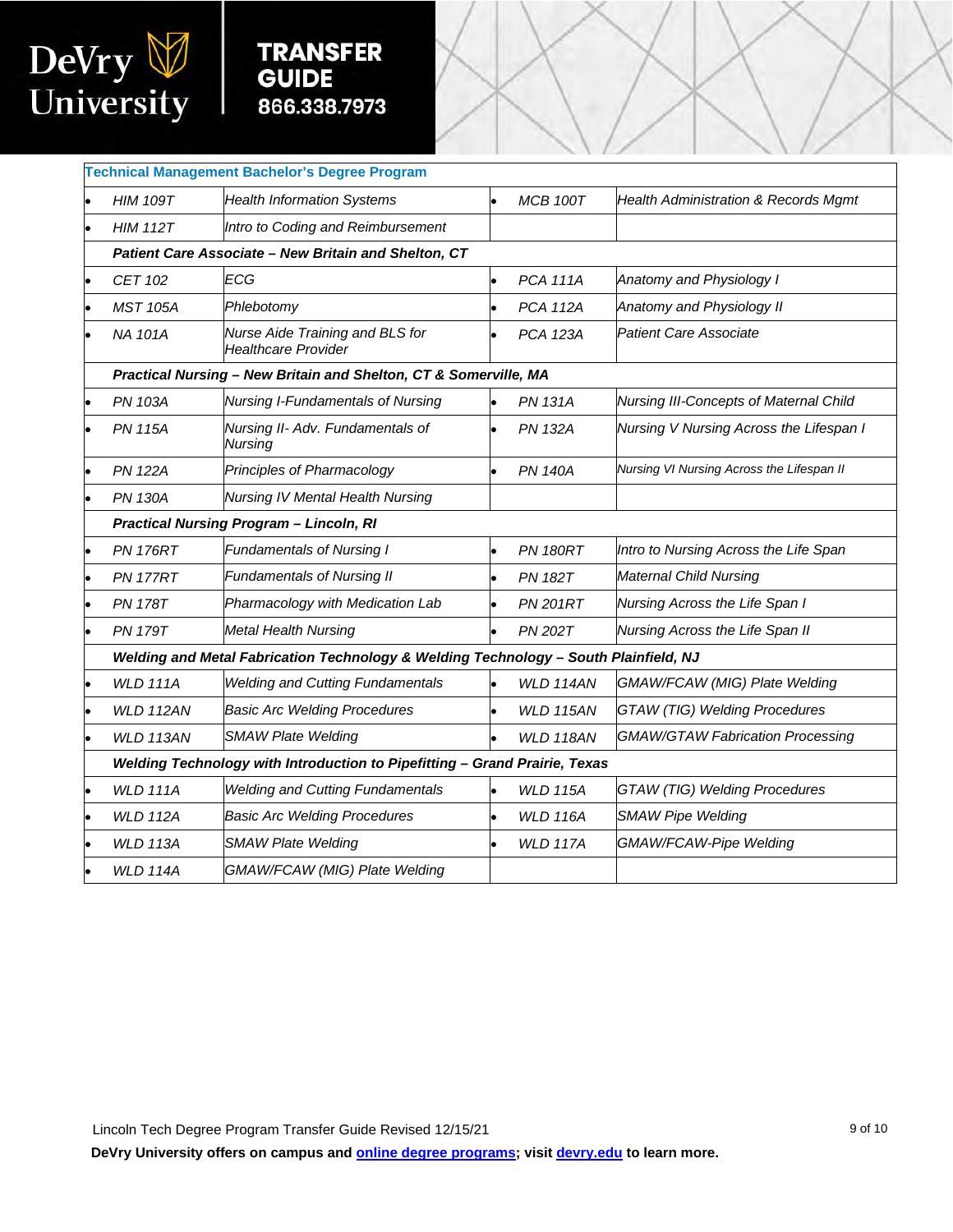| Technical Management Bachelor's Degree Program | | | |
|---|---|---|---|
| • *HIM 109T* | *Health Information Systems* | • *MCB 100T* | *Health Administration & Records Mgmt* |
| • *HIM 112T* | *Intro to Coding and Reimbursement* | | |
| ***Patient Care Associate – New Britain and Shelton, CT*** | | | |
| • *CET 102* | *ECG* | • *PCA 111A* | *Anatomy and Physiology I* |
| • *MST 105A* | *Phlebotomy* | • *PCA 112A* | *Anatomy and Physiology II* |
| • *NA 101A* | *Nurse Aide Training and BLS for Healthcare Provider* | • *PCA 123A* | *Patient Care Associate* |
| ***Practical Nursing – New Britain and Shelton, CT & Somerville, MA*** | | | |
| • *PN 103A* | *Nursing I-Fundamentals of Nursing* | • *PN 131A* | *Nursing III-Concepts of Maternal Child* |
| • *PN 115A* | *Nursing II- Adv. Fundamentals of Nursing* | • *PN 132A* | *Nursing V Nursing Across the Lifespan I* |
| • *PN 122A* | *Principles of Pharmacology* | • *PN 140A* | *Nursing VI Nursing Across the Lifespan II* |
| • *PN 130A* | *Nursing IV Mental Health Nursing* | | |
| ***Practical Nursing Program – Lincoln, RI*** | | | |
| • *PN 176RT* | *Fundamentals of Nursing I* | • *PN 180RT* | *Intro to Nursing Across the Life Span* |
| • *PN 177RT* | *Fundamentals of Nursing II* | • *PN 182T* | *Maternal Child Nursing* |
| • *PN 178T* | *Pharmacology with Medication Lab* | • *PN 201RT* | *Nursing Across the Life Span I* |
| • *PN 179T* | *Metal Health Nursing* | • *PN 202T* | *Nursing Across the Life Span II* |
| ***Welding and Metal Fabrication Technology & Welding Technology – South Plainfield, NJ*** | | | |
| • *WLD 111A* | *Welding and Cutting Fundamentals* | • *WLD 114AN* | *GMAW/FCAW (MIG) Plate Welding* |
| • *WLD 112AN* | *Basic Arc Welding Procedures* | • *WLD 115AN* | *GTAW (TIG) Welding Procedures* |
| • *WLD 113AN* | *SMAW Plate Welding* | • *WLD 118AN* | *GMAW/GTAW Fabrication Processing* |
| ***Welding Technology with Introduction to Pipefitting – Grand Prairie, Texas*** | | | |
| • *WLD 111A* | *Welding and Cutting Fundamentals* | • *WLD 115A* | *GTAW (TIG) Welding Procedures* |
| • *WLD 112A* | *Basic Arc Welding Procedures* | • *WLD 116A* | *SMAW Pipe Welding* |
| • *WLD 113A* | *SMAW Plate Welding* | • *WLD 117A* | *GMAW/FCAW-Pipe Welding* |
| • *WLD 114A* | *GMAW/FCAW (MIG) Plate Welding* | | |

Lincoln Tech Degree Program Transfer Guide Revised 12/15/21

**DeVry University offers on campus and online degree programs; visit devry.edu to learn more.**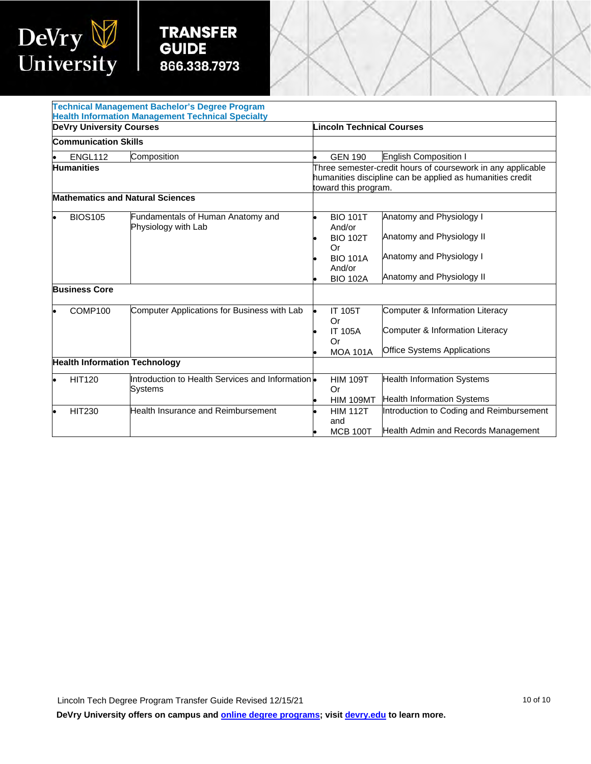| Technical Management Bachelor's Degree Program<br>Health Information Management Technical Specialty | | | |
|---|---|---|---|
| **DeVry University Courses** | | **Lincoln Technical Courses** | |
| **Communication Skills** | | | |
| • ENGL112 | Composition | • GEN 190 | English Composition I |
| **Humanities** | | Three semester-credit hours of coursework in any applicable humanities discipline can be applied as humanities credit toward this program. | |
| **Mathematics and Natural Sciences** | | | |
| • BIOS105 | Fundamentals of Human Anatomy and Physiology with Lab | • BIO 101T And/or<br>• BIO 102T Or<br>• BIO 101A And/or<br>• BIO 102A | Anatomy and Physiology I<br>Anatomy and Physiology II<br>Anatomy and Physiology I<br>Anatomy and Physiology II |
| **Business Core** | | | |
| • COMP100 | Computer Applications for Business with Lab | • IT 105T Or<br>• IT 105A Or<br>• MOA 101A | Computer & Information Literacy<br>Computer & Information Literacy<br>Office Systems Applications |
| **Health Information Technology** | | | |
| • HIT120 | Introduction to Health Services and Information Systems | • HIM 109T Or<br>• HIM 109MT | Health Information Systems<br>Health Information Systems |
| • HIT230 | Health Insurance and Reimbursement | • HIM 112T and<br>• MCB 100T | Introduction to Coding and Reimbursement<br>Health Admin and Records Management |

Lincoln Tech Degree Program Transfer Guide Revised 12/15/21

**DeVry University offers on campus and online degree programs; visit devry.edu to learn more.**